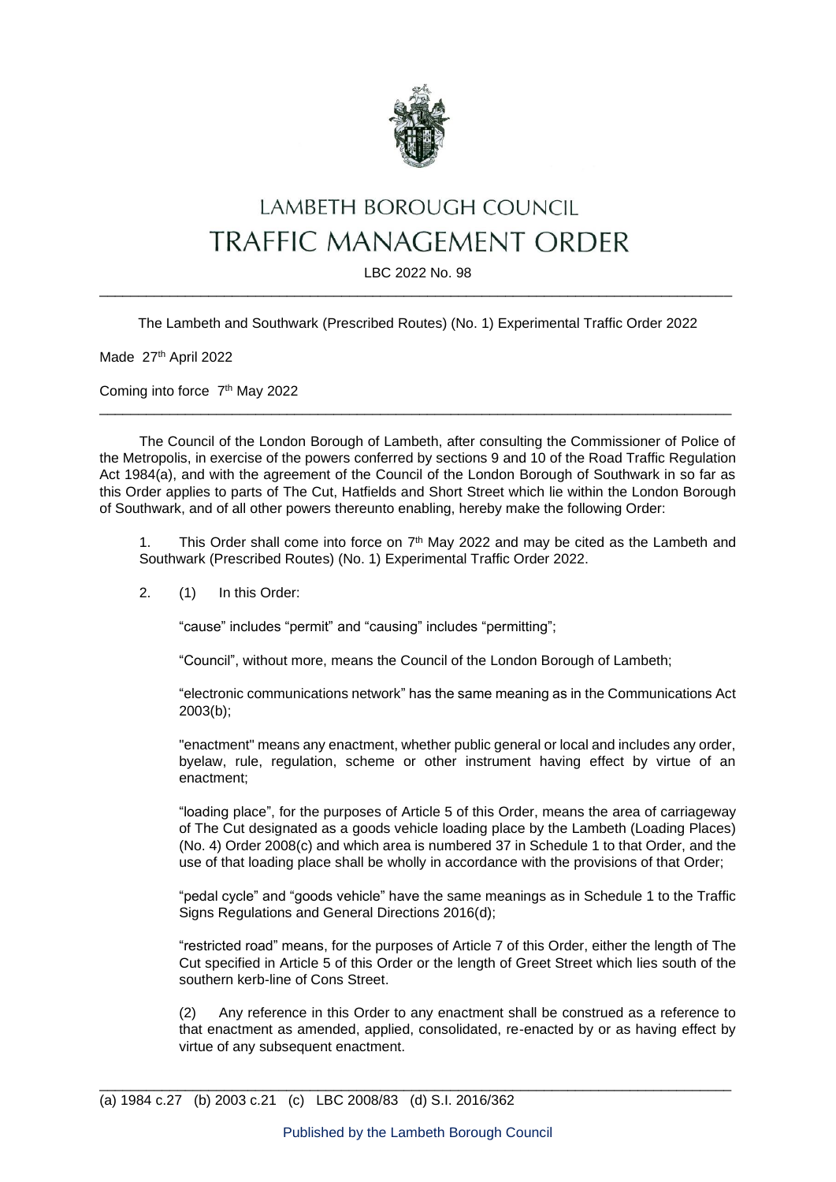# LAMBETH BOROUGH COUNCIL
# TRAFFIC MANAGEMENT ORDER

LBC 2022 No. 98

---

The Lambeth and Southwark (Prescribed Routes) (No. 1) Experimental Traffic Order 2022

Made 27th April 2022

Coming into force 7th May 2022

---

The Council of the London Borough of Lambeth, after consulting the Commissioner of Police of the Metropolis, in exercise of the powers conferred by sections 9 and 10 of the Road Traffic Regulation Act 1984(a), and with the agreement of the Council of the London Borough of Southwark in so far as this Order applies to parts of The Cut, Hatfields and Short Street which lie within the London Borough of Southwark, and of all other powers thereunto enabling, hereby make the following Order:

1. This Order shall come into force on 7th May 2022 and may be cited as the Lambeth and Southwark (Prescribed Routes) (No. 1) Experimental Traffic Order 2022.

2. (1) In this Order:

"cause" includes "permit" and "causing" includes "permitting";

"Council", without more, means the Council of the London Borough of Lambeth;

"electronic communications network" has the same meaning as in the Communications Act 2003(b);

"enactment" means any enactment, whether public general or local and includes any order, byelaw, rule, regulation, scheme or other instrument having effect by virtue of an enactment;

"loading place", for the purposes of Article 5 of this Order, means the area of carriageway of The Cut designated as a goods vehicle loading place by the Lambeth (Loading Places) (No. 4) Order 2008(c) and which area is numbered 37 in Schedule 1 to that Order, and the use of that loading place shall be wholly in accordance with the provisions of that Order;

"pedal cycle" and "goods vehicle" have the same meanings as in Schedule 1 to the Traffic Signs Regulations and General Directions 2016(d);

"restricted road" means, for the purposes of Article 7 of this Order, either the length of The Cut specified in Article 5 of this Order or the length of Greet Street which lies south of the southern kerb-line of Cons Street.

(2) Any reference in this Order to any enactment shall be construed as a reference to that enactment as amended, applied, consolidated, re-enacted by or as having effect by virtue of any subsequent enactment.

---

(a) 1984 c.27 (b) 2003 c.21 (c) LBC 2008/83 (d) S.I. 2016/362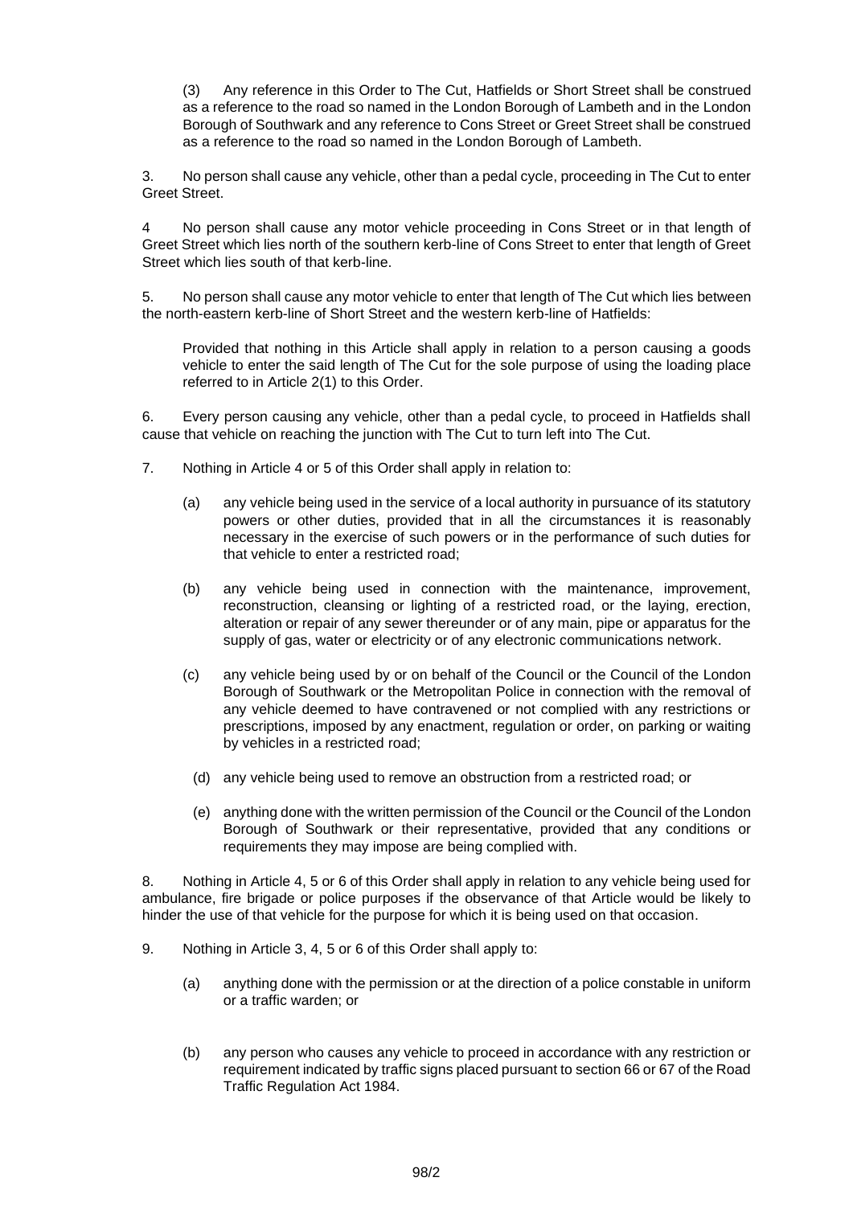(3) Any reference in this Order to The Cut, Hatfields or Short Street shall be construed as a reference to the road so named in the London Borough of Lambeth and in the London Borough of Southwark and any reference to Cons Street or Greet Street shall be construed as a reference to the road so named in the London Borough of Lambeth.

3. No person shall cause any vehicle, other than a pedal cycle, proceeding in The Cut to enter Greet Street.

4 No person shall cause any motor vehicle proceeding in Cons Street or in that length of Greet Street which lies north of the southern kerb-line of Cons Street to enter that length of Greet Street which lies south of that kerb-line.

5. No person shall cause any motor vehicle to enter that length of The Cut which lies between the north-eastern kerb-line of Short Street and the western kerb-line of Hatfields:

Provided that nothing in this Article shall apply in relation to a person causing a goods vehicle to enter the said length of The Cut for the sole purpose of using the loading place referred to in Article 2(1) to this Order.

6. Every person causing any vehicle, other than a pedal cycle, to proceed in Hatfields shall cause that vehicle on reaching the junction with The Cut to turn left into The Cut.

7. Nothing in Article 4 or 5 of this Order shall apply in relation to:

(a) any vehicle being used in the service of a local authority in pursuance of its statutory powers or other duties, provided that in all the circumstances it is reasonably necessary in the exercise of such powers or in the performance of such duties for that vehicle to enter a restricted road;

(b) any vehicle being used in connection with the maintenance, improvement, reconstruction, cleansing or lighting of a restricted road, or the laying, erection, alteration or repair of any sewer thereunder or of any main, pipe or apparatus for the supply of gas, water or electricity or of any electronic communications network.

(c) any vehicle being used by or on behalf of the Council or the Council of the London Borough of Southwark or the Metropolitan Police in connection with the removal of any vehicle deemed to have contravened or not complied with any restrictions or prescriptions, imposed by any enactment, regulation or order, on parking or waiting by vehicles in a restricted road;

(d) any vehicle being used to remove an obstruction from a restricted road; or

(e) anything done with the written permission of the Council or the Council of the London Borough of Southwark or their representative, provided that any conditions or requirements they may impose are being complied with.

8. Nothing in Article 4, 5 or 6 of this Order shall apply in relation to any vehicle being used for ambulance, fire brigade or police purposes if the observance of that Article would be likely to hinder the use of that vehicle for the purpose for which it is being used on that occasion.

9. Nothing in Article 3, 4, 5 or 6 of this Order shall apply to:

(a) anything done with the permission or at the direction of a police constable in uniform or a traffic warden; or

(b) any person who causes any vehicle to proceed in accordance with any restriction or requirement indicated by traffic signs placed pursuant to section 66 or 67 of the Road Traffic Regulation Act 1984.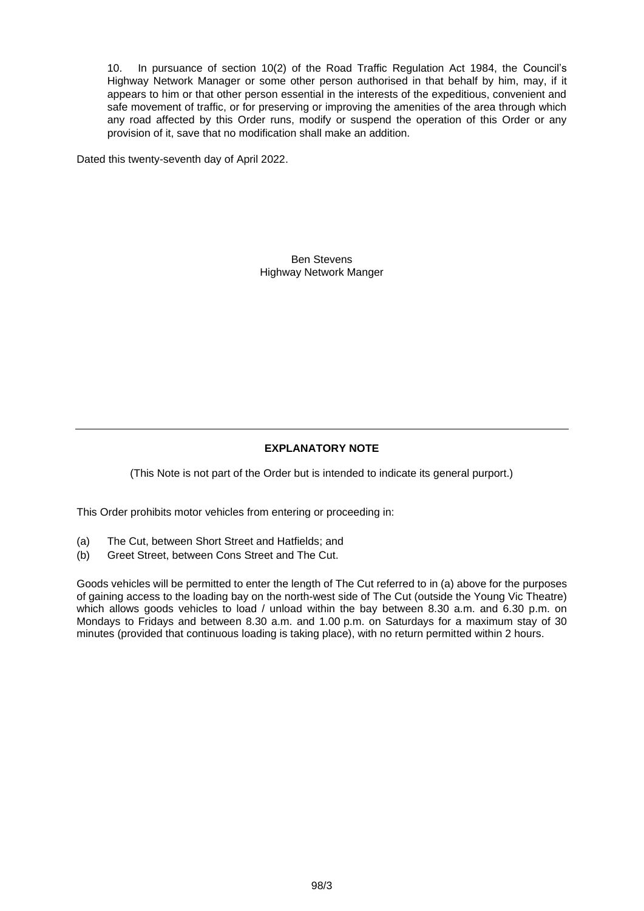10. In pursuance of section 10(2) of the Road Traffic Regulation Act 1984, the Council's Highway Network Manager or some other person authorised in that behalf by him, may, if it appears to him or that other person essential in the interests of the expeditious, convenient and safe movement of traffic, or for preserving or improving the amenities of the area through which any road affected by this Order runs, modify or suspend the operation of this Order or any provision of it, save that no modification shall make an addition.

Dated this twenty-seventh day of April 2022.

Ben Stevens
Highway Network Manger

---

**EXPLANATORY NOTE**

(This Note is not part of the Order but is intended to indicate its general purport.)

This Order prohibits motor vehicles from entering or proceeding in:

(a) The Cut, between Short Street and Hatfields; and
(b) Greet Street, between Cons Street and The Cut.

Goods vehicles will be permitted to enter the length of The Cut referred to in (a) above for the purposes of gaining access to the loading bay on the north-west side of The Cut (outside the Young Vic Theatre) which allows goods vehicles to load / unload within the bay between 8.30 a.m. and 6.30 p.m. on Mondays to Fridays and between 8.30 a.m. and 1.00 p.m. on Saturdays for a maximum stay of 30 minutes (provided that continuous loading is taking place), with no return permitted within 2 hours.